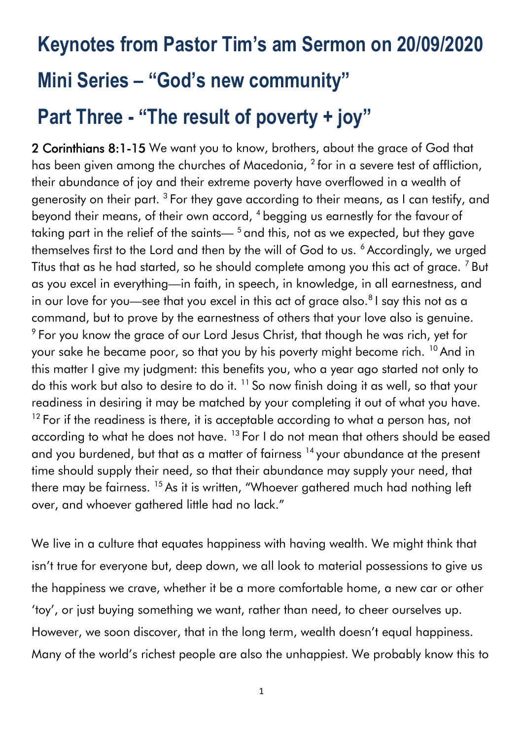# Keynotes from Pastor Tim's am Sermon on 20/09/2020

# Mini Series – "God's new community"

# Part Three - "The result of poverty + joy"

**2 Corinthians 8:1-15** We want you to know, brothers, about the grace of God that has been given among the churches of Macedonia, [2] for in a severe test of affliction, their abundance of joy and their extreme poverty have overflowed in a wealth of generosity on their part. [3] For they gave according to their means, as I can testify, and beyond their means, of their own accord, [4] begging us earnestly for the favour of taking part in the relief of the saints— [5] and this, not as we expected, but they gave themselves first to the Lord and then by the will of God to us. [6] Accordingly, we urged Titus that as he had started, so he should complete among you this act of grace. [7] But as you excel in everything—in faith, in speech, in knowledge, in all earnestness, and in our love for you—see that you excel in this act of grace also.[8] I say this not as a command, but to prove by the earnestness of others that your love also is genuine. [9] For you know the grace of our Lord Jesus Christ, that though he was rich, yet for your sake he became poor, so that you by his poverty might become rich. [10] And in this matter I give my judgment: this benefits you, who a year ago started not only to do this work but also to desire to do it. [11] So now finish doing it as well, so that your readiness in desiring it may be matched by your completing it out of what you have. [12] For if the readiness is there, it is acceptable according to what a person has, not according to what he does not have. [13] For I do not mean that others should be eased and you burdened, but that as a matter of fairness [14] your abundance at the present time should supply their need, so that their abundance may supply your need, that there may be fairness. [15] As it is written, "Whoever gathered much had nothing left over, and whoever gathered little had no lack."

We live in a culture that equates happiness with having wealth. We might think that isn't true for everyone but, deep down, we all look to material possessions to give us the happiness we crave, whether it be a more comfortable home, a new car or other 'toy', or just buying something we want, rather than need, to cheer ourselves up. However, we soon discover, that in the long term, wealth doesn't equal happiness. Many of the world's richest people are also the unhappiest. We probably know this to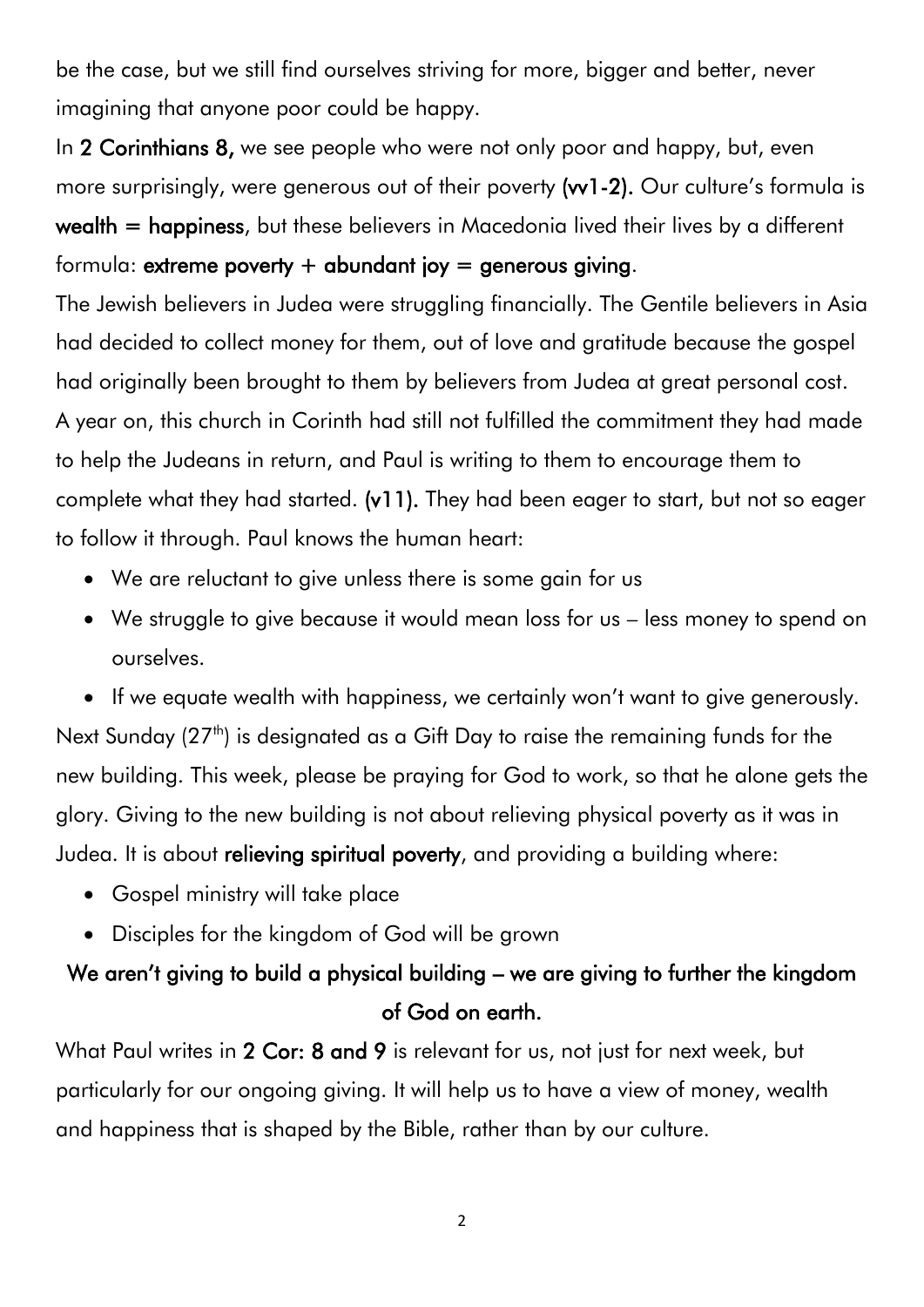be the case, but we still find ourselves striving for more, bigger and better, never imagining that anyone poor could be happy.

In **2 Corinthians 8,** we see people who were not only poor and happy, but, even more surprisingly, were generous out of their poverty **(vv1-2).** Our culture's formula is **wealth = happiness**, but these believers in Macedonia lived their lives by a different formula: **extreme poverty + abundant joy = generous giving**.

The Jewish believers in Judea were struggling financially. The Gentile believers in Asia had decided to collect money for them, out of love and gratitude because the gospel had originally been brought to them by believers from Judea at great personal cost. A year on, this church in Corinth had still not fulfilled the commitment they had made to help the Judeans in return, and Paul is writing to them to encourage them to complete what they had started. **(v11).** They had been eager to start, but not so eager to follow it through. Paul knows the human heart:

- We are reluctant to give unless there is some gain for us
- We struggle to give because it would mean loss for us – less money to spend on ourselves.
- If we equate wealth with happiness, we certainly won't want to give generously.

Next Sunday (27th) is designated as a Gift Day to raise the remaining funds for the new building. This week, please be praying for God to work, so that he alone gets the glory. Giving to the new building is not about relieving physical poverty as it was in Judea. It is about **relieving spiritual poverty**, and providing a building where:

- Gospel ministry will take place
- Disciples for the kingdom of God will be grown

**We aren't giving to build a physical building – we are giving to further the kingdom of God on earth.**

What Paul writes in **2 Cor: 8 and 9** is relevant for us, not just for next week, but particularly for our ongoing giving. It will help us to have a view of money, wealth and happiness that is shaped by the Bible, rather than by our culture.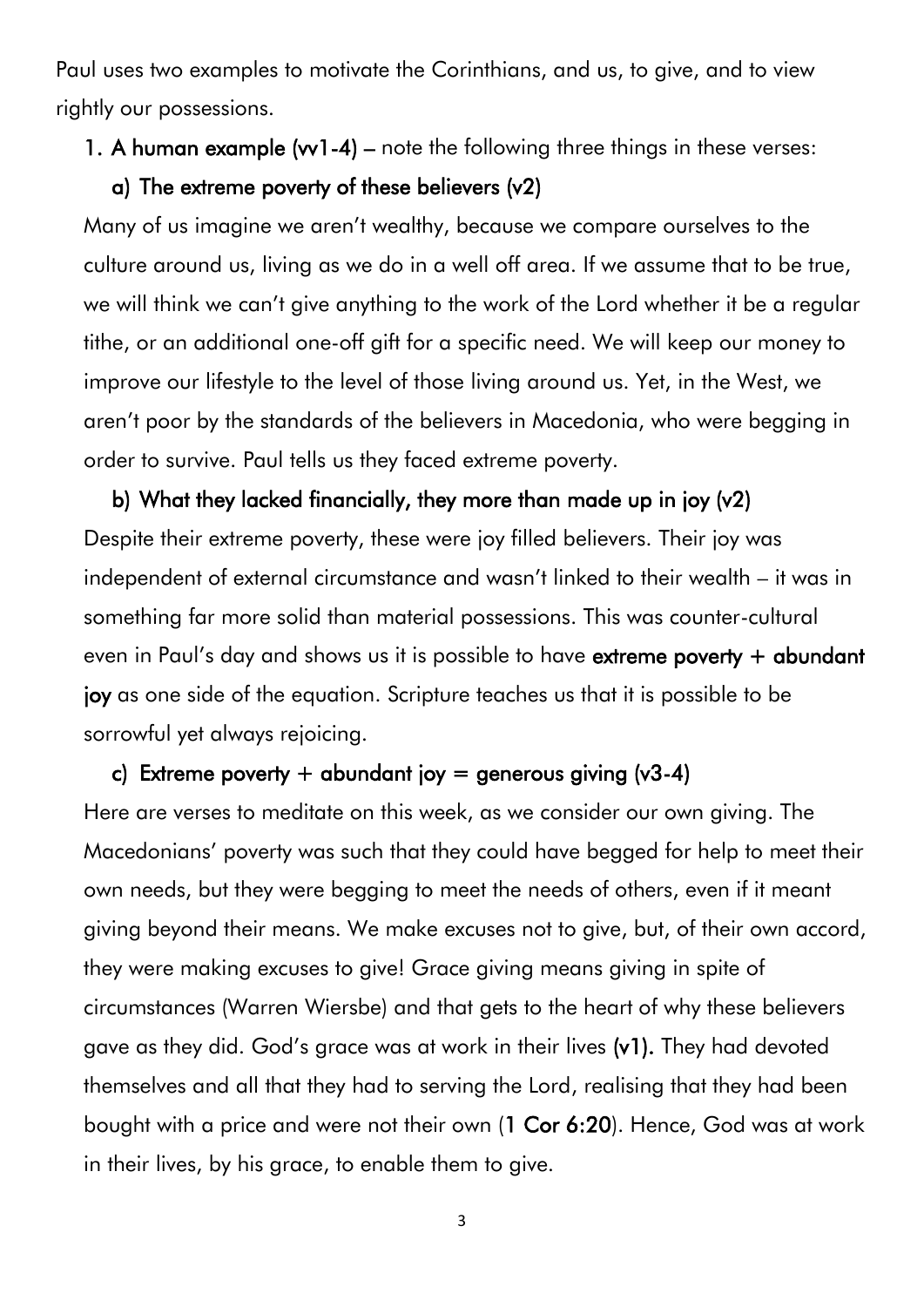Paul uses two examples to motivate the Corinthians, and us, to give, and to view rightly our possessions.

1. **A human example (vv1-4)** – note the following three things in these verses:

   **a) The extreme poverty of these believers (v2)**

   Many of us imagine we aren't wealthy, because we compare ourselves to the culture around us, living as we do in a well off area. If we assume that to be true, we will think we can't give anything to the work of the Lord whether it be a regular tithe, or an additional one-off gift for a specific need. We will keep our money to improve our lifestyle to the level of those living around us. Yet, in the West, we aren't poor by the standards of the believers in Macedonia, who were begging in order to survive. Paul tells us they faced extreme poverty.

   **b) What they lacked financially, they more than made up in joy (v2)**

   Despite their extreme poverty, these were joy filled believers. Their joy was independent of external circumstance and wasn't linked to their wealth – it was in something far more solid than material possessions. This was counter-cultural even in Paul's day and shows us it is possible to have **extreme poverty + abundant joy** as one side of the equation. Scripture teaches us that it is possible to be sorrowful yet always rejoicing.

   **c) Extreme poverty + abundant joy = generous giving (v3-4)**

   Here are verses to meditate on this week, as we consider our own giving. The Macedonians' poverty was such that they could have begged for help to meet their own needs, but they were begging to meet the needs of others, even if it meant giving beyond their means. We make excuses not to give, but, of their own accord, they were making excuses to give! Grace giving means giving in spite of circumstances (Warren Wiersbe) and that gets to the heart of why these believers gave as they did. God's grace was at work in their lives **(v1).** They had devoted themselves and all that they had to serving the Lord, realising that they had been bought with a price and were not their own (**1 Cor 6:20**). Hence, God was at work in their lives, by his grace, to enable them to give.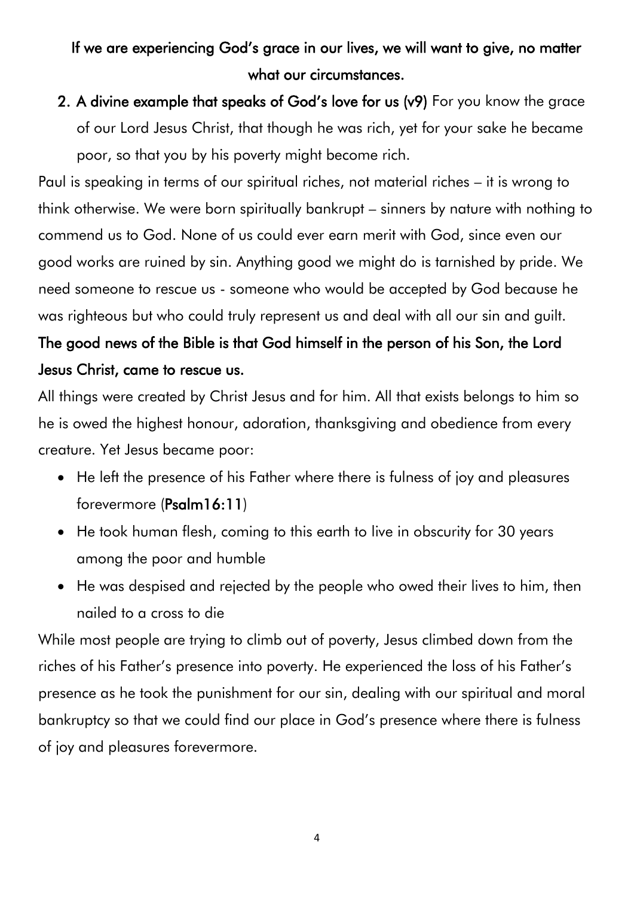**If we are experiencing God's grace in our lives, we will want to give, no matter what our circumstances.**

2. **A divine example that speaks of God's love for us (v9)** For you know the grace of our Lord Jesus Christ, that though he was rich, yet for your sake he became poor, so that you by his poverty might become rich.

Paul is speaking in terms of our spiritual riches, not material riches – it is wrong to think otherwise. We were born spiritually bankrupt – sinners by nature with nothing to commend us to God. None of us could ever earn merit with God, since even our good works are ruined by sin. Anything good we might do is tarnished by pride. We need someone to rescue us - someone who would be accepted by God because he was righteous but who could truly represent us and deal with all our sin and guilt.

**The good news of the Bible is that God himself in the person of his Son, the Lord Jesus Christ, came to rescue us.**

All things were created by Christ Jesus and for him. All that exists belongs to him so he is owed the highest honour, adoration, thanksgiving and obedience from every creature. Yet Jesus became poor:

- He left the presence of his Father where there is fulness of joy and pleasures forevermore (**Psalm16:11**)
- He took human flesh, coming to this earth to live in obscurity for 30 years among the poor and humble
- He was despised and rejected by the people who owed their lives to him, then nailed to a cross to die

While most people are trying to climb out of poverty, Jesus climbed down from the riches of his Father's presence into poverty. He experienced the loss of his Father's presence as he took the punishment for our sin, dealing with our spiritual and moral bankruptcy so that we could find our place in God's presence where there is fulness of joy and pleasures forevermore.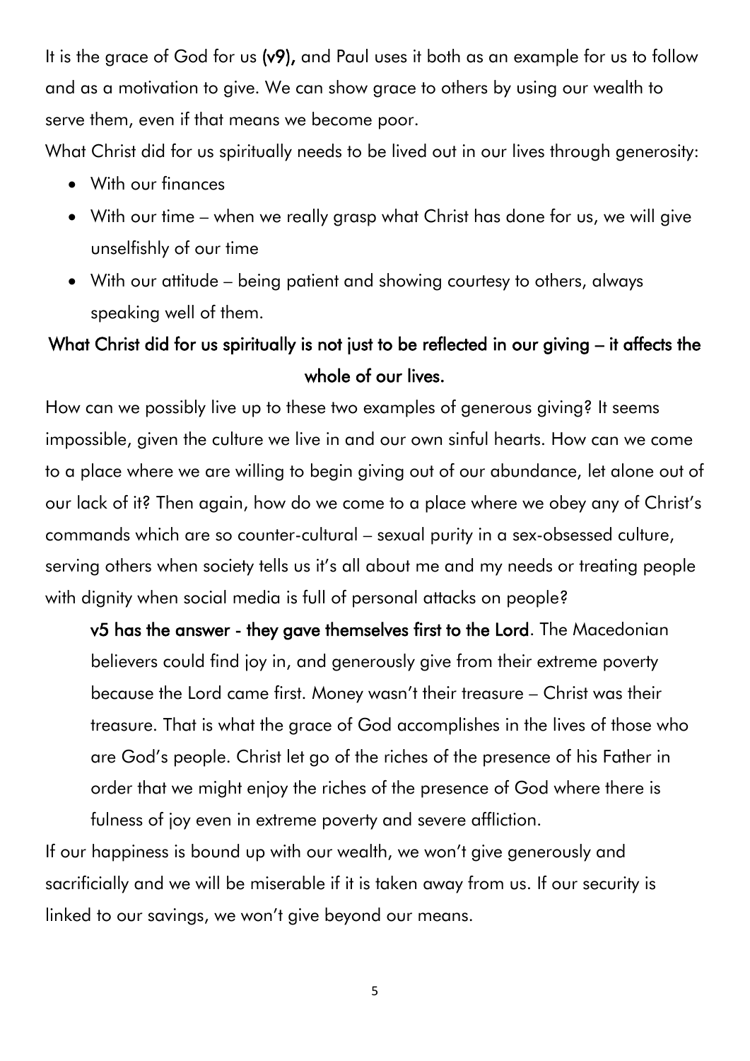It is the grace of God for us **(v9),** and Paul uses it both as an example for us to follow and as a motivation to give. We can show grace to others by using our wealth to serve them, even if that means we become poor.

What Christ did for us spiritually needs to be lived out in our lives through generosity:

- With our finances
- With our time – when we really grasp what Christ has done for us, we will give unselfishly of our time
- With our attitude – being patient and showing courtesy to others, always speaking well of them.

**What Christ did for us spiritually is not just to be reflected in our giving – it affects the whole of our lives.**

How can we possibly live up to these two examples of generous giving? It seems impossible, given the culture we live in and our own sinful hearts. How can we come to a place where we are willing to begin giving out of our abundance, let alone out of our lack of it? Then again, how do we come to a place where we obey any of Christ's commands which are so counter-cultural – sexual purity in a sex-obsessed culture, serving others when society tells us it's all about me and my needs or treating people with dignity when social media is full of personal attacks on people?

> **v5 has the answer - they gave themselves first to the Lord**. The Macedonian believers could find joy in, and generously give from their extreme poverty because the Lord came first. Money wasn't their treasure – Christ was their treasure. That is what the grace of God accomplishes in the lives of those who are God's people. Christ let go of the riches of the presence of his Father in order that we might enjoy the riches of the presence of God where there is fulness of joy even in extreme poverty and severe affliction.

If our happiness is bound up with our wealth, we won't give generously and sacrificially and we will be miserable if it is taken away from us. If our security is linked to our savings, we won't give beyond our means.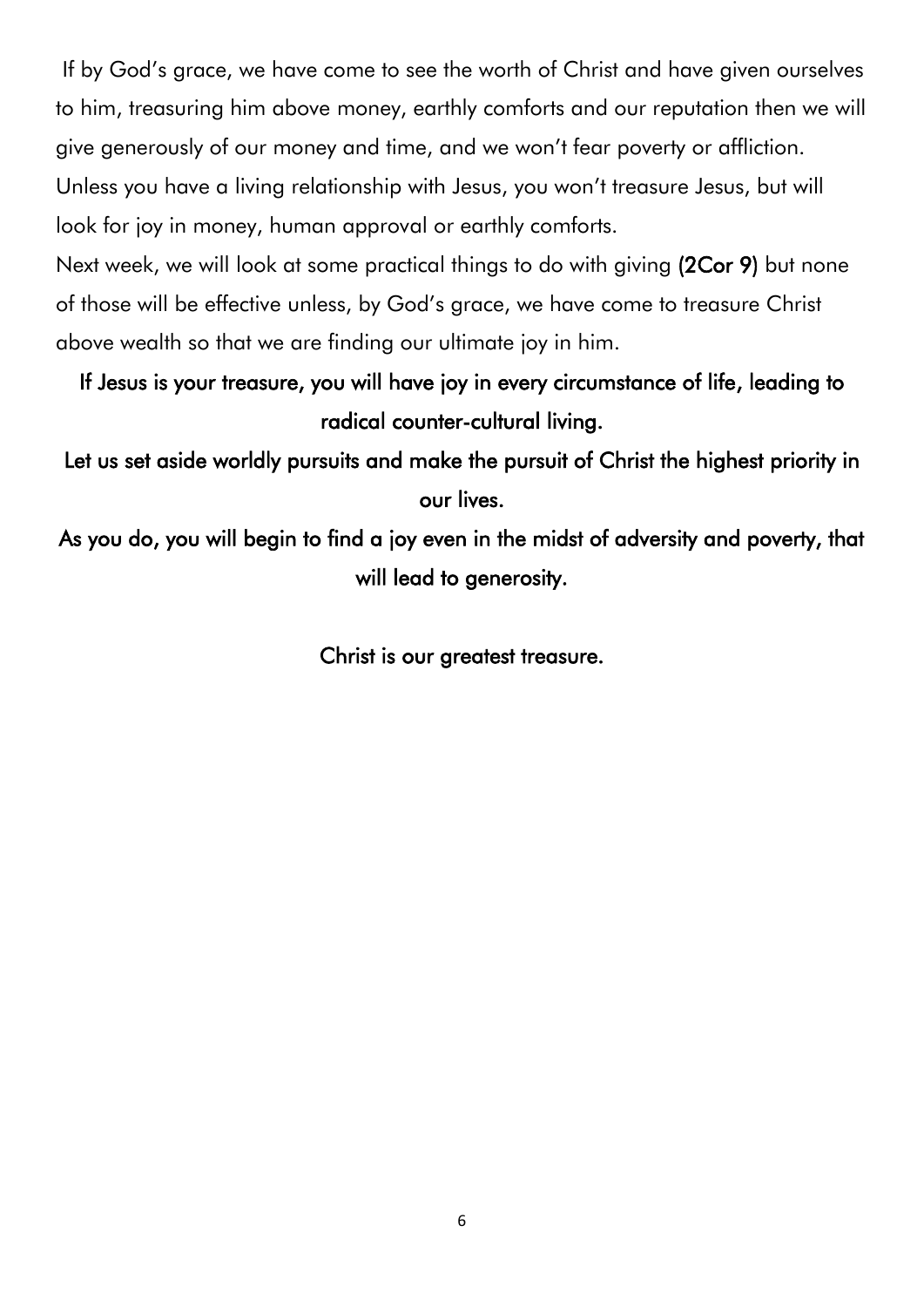If by God's grace, we have come to see the worth of Christ and have given ourselves to him, treasuring him above money, earthly comforts and our reputation then we will give generously of our money and time, and we won't fear poverty or affliction. Unless you have a living relationship with Jesus, you won't treasure Jesus, but will look for joy in money, human approval or earthly comforts.

Next week, we will look at some practical things to do with giving **(2Cor 9)** but none of those will be effective unless, by God's grace, we have come to treasure Christ above wealth so that we are finding our ultimate joy in him.

**If Jesus is your treasure, you will have joy in every circumstance of life, leading to radical counter-cultural living.**

**Let us set aside worldly pursuits and make the pursuit of Christ the highest priority in our lives.**

**As you do, you will begin to find a joy even in the midst of adversity and poverty, that will lead to generosity.**

**Christ is our greatest treasure.**